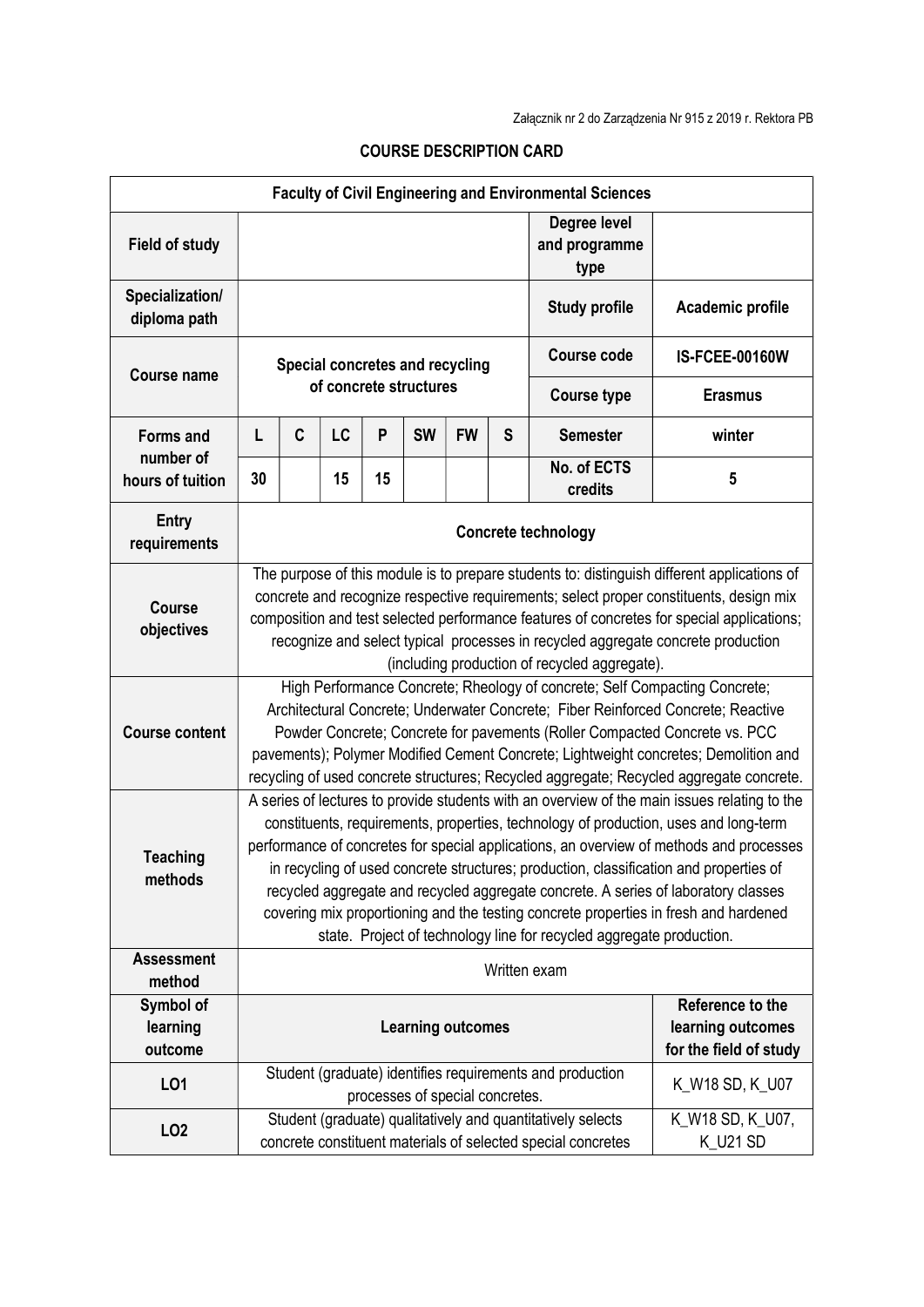Załącznik nr 2 do Zarządzenia Nr 915 z 2019 r. Rektora PB

# COURSE DESCRIPTION CARD

| Faculty of Civil Engineering and Environmental Sciences | | | | | | | | | |
|---|---|---|---|---|---|---|---|---|---|
| **Field of study** | | | | | | | | **Degree level and programme type** | |
| **Specialization/ diploma path** | | | | | | | | **Study profile** | **Academic profile** |
| **Course name** | **Special concretes and recycling of concrete structures** | | | | | | | **Course code** | **IS-FCEE-00160W** |
| | | | | | | | | **Course type** | **Erasmus** |
| **Forms and number of hours of tuition** | **L** | **C** | **LC** | **P** | **SW** | **FW** | **S** | **Semester** | **winter** |
| | **30** | | **15** | **15** | | | | **No. of ECTS credits** | **5** |
| **Entry requirements** | **Concrete technology** | | | | | | | | |
| **Course objectives** | The purpose of this module is to prepare students to: distinguish different applications of concrete and recognize respective requirements; select proper constituents, design mix composition and test selected performance features of concretes for special applications; recognize and select typical processes in recycled aggregate concrete production (including production of recycled aggregate). | | | | | | | | |
| **Course content** | High Performance Concrete; Rheology of concrete; Self Compacting Concrete; Architectural Concrete; Underwater Concrete; Fiber Reinforced Concrete; Reactive Powder Concrete; Concrete for pavements (Roller Compacted Concrete vs. PCC pavements); Polymer Modified Cement Concrete; Lightweight concretes; Demolition and recycling of used concrete structures; Recycled aggregate; Recycled aggregate concrete. | | | | | | | | |
| **Teaching methods** | A series of lectures to provide students with an overview of the main issues relating to the constituents, requirements, properties, technology of production, uses and long-term performance of concretes for special applications, an overview of methods and processes in recycling of used concrete structures; production, classification and properties of recycled aggregate and recycled aggregate concrete. A series of laboratory classes covering mix proportioning and the testing concrete properties in fresh and hardened state. Project of technology line for recycled aggregate production. | | | | | | | | |
| **Assessment method** | Written exam | | | | | | | | |
| **Symbol of learning outcome** | **Learning outcomes** | | | | | | | | **Reference to the learning outcomes for the field of study** |
| **LO1** | Student (graduate) identifies requirements and production processes of special concretes. | | | | | | | | K_W18 SD, K_U07 |
| **LO2** | Student (graduate) qualitatively and quantitatively selects concrete constituent materials of selected special concretes | | | | | | | | K_W18 SD, K_U07, K_U21 SD |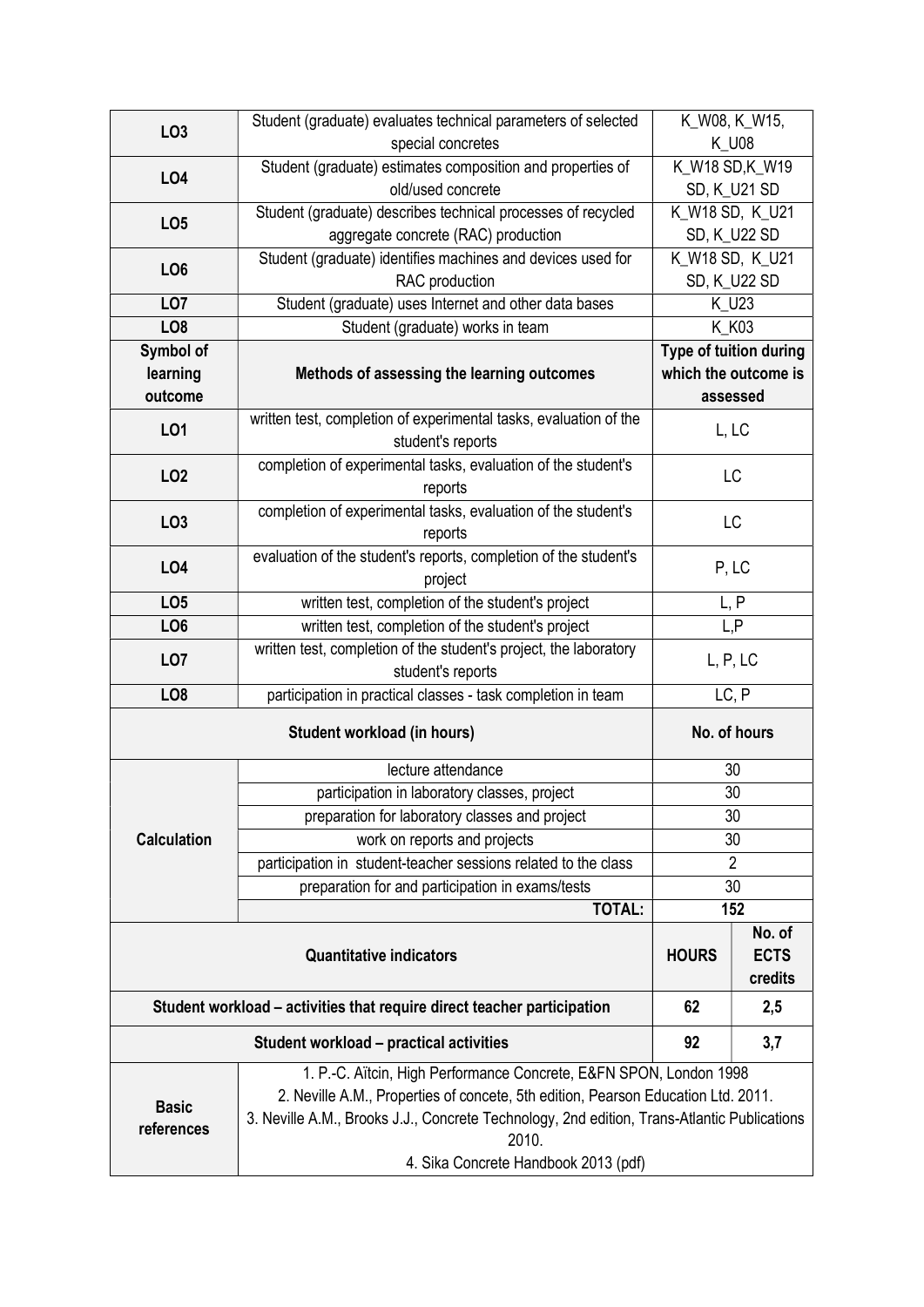| | | |
|---|---|---|
| **LO3** | Student (graduate) evaluates technical parameters of selected special concretes | K_W08, K_W15, K_U08 |
| **LO4** | Student (graduate) estimates composition and properties of old/used concrete | K_W18 SD,K_W19 SD, K_U21 SD |
| **LO5** | Student (graduate) describes technical processes of recycled aggregate concrete (RAC) production | K_W18 SD, K_U21 SD, K_U22 SD |
| **LO6** | Student (graduate) identifies machines and devices used for RAC production | K_W18 SD, K_U21 SD, K_U22 SD |
| **LO7** | Student (graduate) uses Internet and other data bases | K_U23 |
| **LO8** | Student (graduate) works in team | K_K03 |
| **Symbol of learning outcome** | **Methods of assessing the learning outcomes** | **Type of tuition during which the outcome is assessed** |
| **LO1** | written test, completion of experimental tasks, evaluation of the student's reports | L, LC |
| **LO2** | completion of experimental tasks, evaluation of the student's reports | LC |
| **LO3** | completion of experimental tasks, evaluation of the student's reports | LC |
| **LO4** | evaluation of the student's reports, completion of the student's project | P, LC |
| **LO5** | written test, completion of the student's project | L, P |
| **LO6** | written test, completion of the student's project | L,P |
| **LO7** | written test, completion of the student's project, the laboratory student's reports | L, P, LC |
| **LO8** | participation in practical classes - task completion in team | LC, P |

| **Student workload (in hours)** | | **No. of hours** | |
|---|---|---|---|
| **Calculation** | lecture attendance | 30 | |
| | participation in laboratory classes, project | 30 | |
| | preparation for laboratory classes and project | 30 | |
| | work on reports and projects | 30 | |
| | participation in student-teacher sessions related to the class | 2 | |
| | preparation for and participation in exams/tests | 30 | |
| | **TOTAL:** | **152** | |
| **Quantitative indicators** | | **HOURS** | **No. of ECTS credits** |
| **Student workload – activities that require direct teacher participation** | | **62** | **2,5** |
| **Student workload – practical activities** | | **92** | **3,7** |

| | |
|---|---|
| **Basic references** | 1. P.-C. Aïtcin, High Performance Concrete, E&FN SPON, London 1998<br>2. Neville A.M., Properties of concete, 5th edition, Pearson Education Ltd. 2011.<br>3. Neville A.M., Brooks J.J., Concrete Technology, 2nd edition, Trans-Atlantic Publications 2010.<br>4. Sika Concrete Handbook 2013 (pdf) |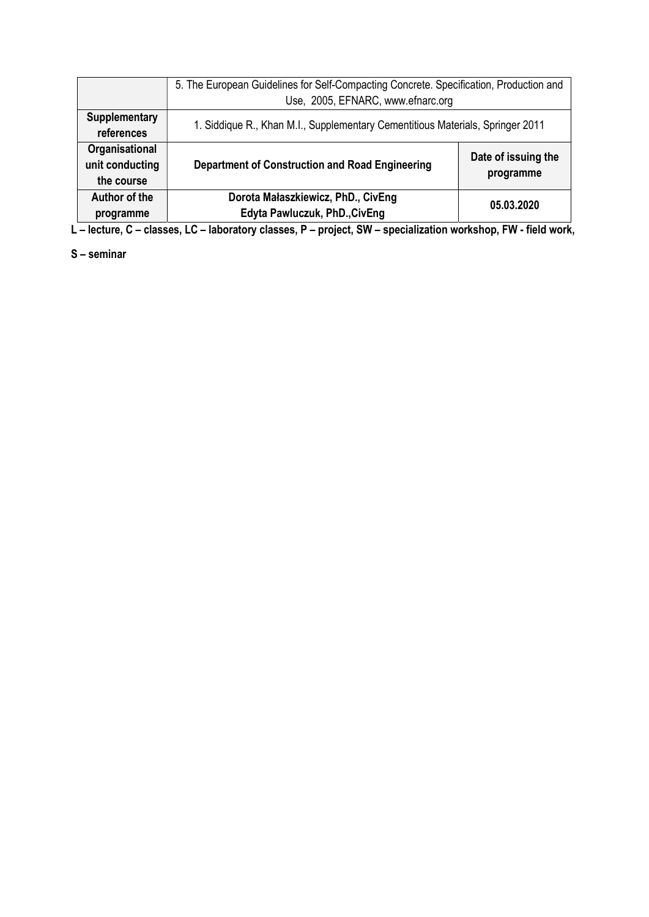| | | |
|---|---|---|
| | 5. The European Guidelines for Self-Compacting Concrete. Specification, Production and Use, 2005, EFNARC, www.efnarc.org | |
| **Supplementary references** | 1. Siddique R., Khan M.I., Supplementary Cementitious Materials, Springer 2011 | |
| **Organisational unit conducting the course** | **Department of Construction and Road Engineering** | **Date of issuing the programme** |
| **Author of the programme** | **Dorota Małaszkiewicz, PhD., CivEng**<br>**Edyta Pawluczuk, PhD.,CivEng** | **05.03.2020** |

**L – lecture, C – classes, LC – laboratory classes, P – project, SW – specialization workshop, FW - field work, S – seminar**